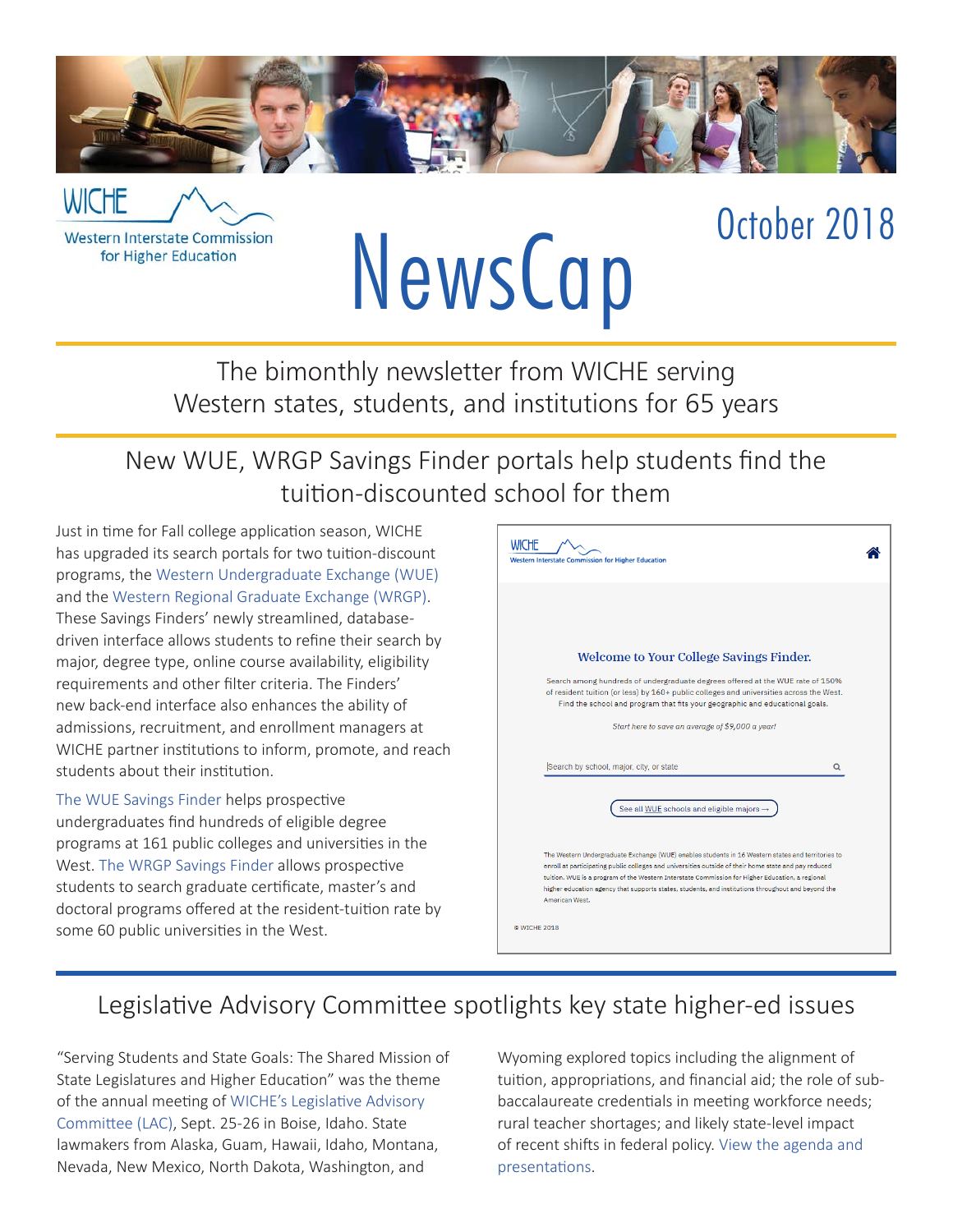WICHE

Western Interstate Commission for Higher Education

# NewsCap

October 2018

The bimonthly newsletter from WICHE serving Western states, students, and institutions for 65 years

## New WUE, WRGP Savings Finder portals help students find the tuition-discounted school for them

Just in time for Fall college application season, WICHE has upgraded its search portals for two tuition-discount programs, the Western Undergraduate Exchange (WUE) and the Western Regional Graduate Exchange (WRGP). These Savings Finders' newly streamlined, database-driven interface allows students to refine their search by major, degree type, online course availability, eligibility requirements and other filter criteria. The Finders' new back-end interface also enhances the ability of admissions, recruitment, and enrollment managers at WICHE partner institutions to inform, promote, and reach students about their institution.

The WUE Savings Finder helps prospective undergraduates find hundreds of eligible degree programs at 161 public colleges and universities in the West. The WRGP Savings Finder allows prospective students to search graduate certificate, master's and doctoral programs offered at the resident-tuition rate by some 60 public universities in the West.

WICHE

Western Interstate Commission for Higher Education

Welcome to Your College Savings Finder.

Search among hundreds of undergraduate degrees offered at the WUE rate of 150% of resident tuition (or less) by 160+ public colleges and universities across the West. Find the school and program that fits your geographic and educational goals.

*Start here to save an average of $9,000 a year!*

Search by school, major, city, or state

See all WUE schools and eligible majors →

The Western Undergraduate Exchange (WUE) enables students in 16 Western states and territories to enroll at participating public colleges and universities outside of their home state and pay reduced tuition. WUE is a program of the Western Interstate Commission for Higher Education, a regional higher education agency that supports states, students, and institutions throughout and beyond the American West.

© WICHE 2018

## Legislative Advisory Committee spotlights key state higher-ed issues

"Serving Students and State Goals: The Shared Mission of State Legislatures and Higher Education" was the theme of the annual meeting of WICHE's Legislative Advisory Committee (LAC), Sept. 25-26 in Boise, Idaho. State lawmakers from Alaska, Guam, Hawaii, Idaho, Montana, Nevada, New Mexico, North Dakota, Washington, and Wyoming explored topics including the alignment of tuition, appropriations, and financial aid; the role of sub-baccalaureate credentials in meeting workforce needs; rural teacher shortages; and likely state-level impact of recent shifts in federal policy. View the agenda and presentations.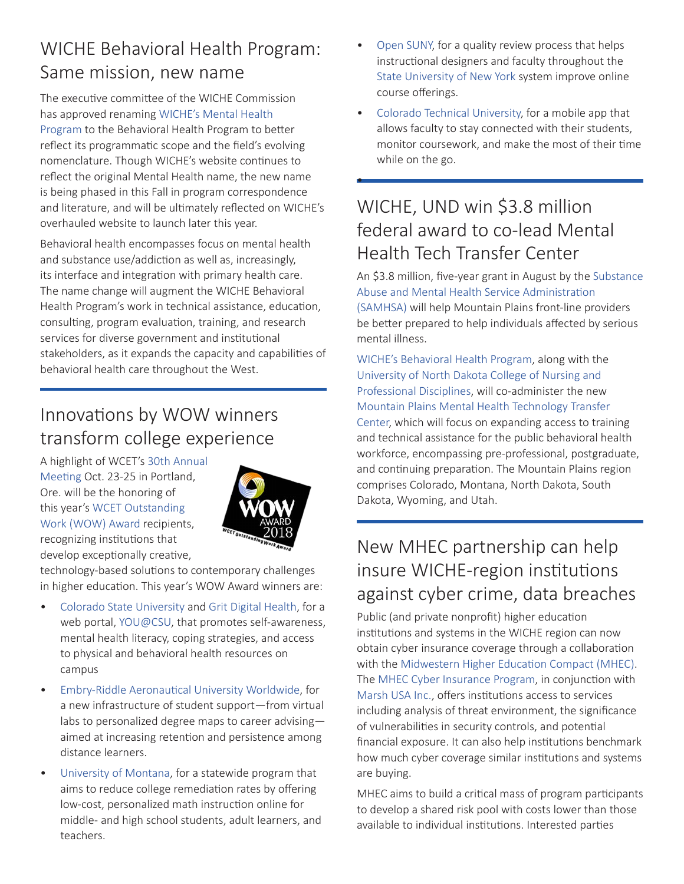## WICHE Behavioral Health Program: Same mission, new name

The executive committee of the WICHE Commission has approved renaming WICHE's Mental Health Program to the Behavioral Health Program to better reflect its programmatic scope and the field's evolving nomenclature. Though WICHE's website continues to reflect the original Mental Health name, the new name is being phased in this Fall in program correspondence and literature, and will be ultimately reflected on WICHE's overhauled website to launch later this year.

Behavioral health encompasses focus on mental health and substance use/addiction as well as, increasingly, its interface and integration with primary health care. The name change will augment the WICHE Behavioral Health Program's work in technical assistance, education, consulting, program evaluation, training, and research services for diverse government and institutional stakeholders, as it expands the capacity and capabilities of behavioral health care throughout the West.

## Innovations by WOW winners transform college experience

A highlight of WCET's 30th Annual Meeting Oct. 23-25 in Portland, Ore. will be the honoring of this year's WCET Outstanding Work (WOW) Award recipients, recognizing institutions that develop exceptionally creative, technology-based solutions to contemporary challenges in higher education. This year's WOW Award winners are:

- Colorado State University and Grit Digital Health, for a web portal, YOU@CSU, that promotes self-awareness, mental health literacy, coping strategies, and access to physical and behavioral health resources on campus
- Embry-Riddle Aeronautical University Worldwide, for a new infrastructure of student support—from virtual labs to personalized degree maps to career advising—aimed at increasing retention and persistence among distance learners.
- University of Montana, for a statewide program that aims to reduce college remediation rates by offering low-cost, personalized math instruction online for middle- and high school students, adult learners, and teachers.
- Open SUNY, for a quality review process that helps instructional designers and faculty throughout the State University of New York system improve online course offerings.
- Colorado Technical University, for a mobile app that allows faculty to stay connected with their students, monitor coursework, and make the most of their time while on the go.

## WICHE, UND win $3.8 million federal award to co-lead Mental Health Tech Transfer Center

An $3.8 million, five-year grant in August by the Substance Abuse and Mental Health Service Administration (SAMHSA) will help Mountain Plains front-line providers be better prepared to help individuals affected by serious mental illness.

WICHE's Behavioral Health Program, along with the University of North Dakota College of Nursing and Professional Disciplines, will co-administer the new Mountain Plains Mental Health Technology Transfer Center, which will focus on expanding access to training and technical assistance for the public behavioral health workforce, encompassing pre-professional, postgraduate, and continuing preparation. The Mountain Plains region comprises Colorado, Montana, North Dakota, South Dakota, Wyoming, and Utah.

## New MHEC partnership can help insure WICHE-region institutions against cyber crime, data breaches

Public (and private nonprofit) higher education institutions and systems in the WICHE region can now obtain cyber insurance coverage through a collaboration with the Midwestern Higher Education Compact (MHEC). The MHEC Cyber Insurance Program, in conjunction with Marsh USA Inc., offers institutions access to services including analysis of threat environment, the significance of vulnerabilities in security controls, and potential financial exposure. It can also help institutions benchmark how much cyber coverage similar institutions and systems are buying.

MHEC aims to build a critical mass of program participants to develop a shared risk pool with costs lower than those available to individual institutions. Interested parties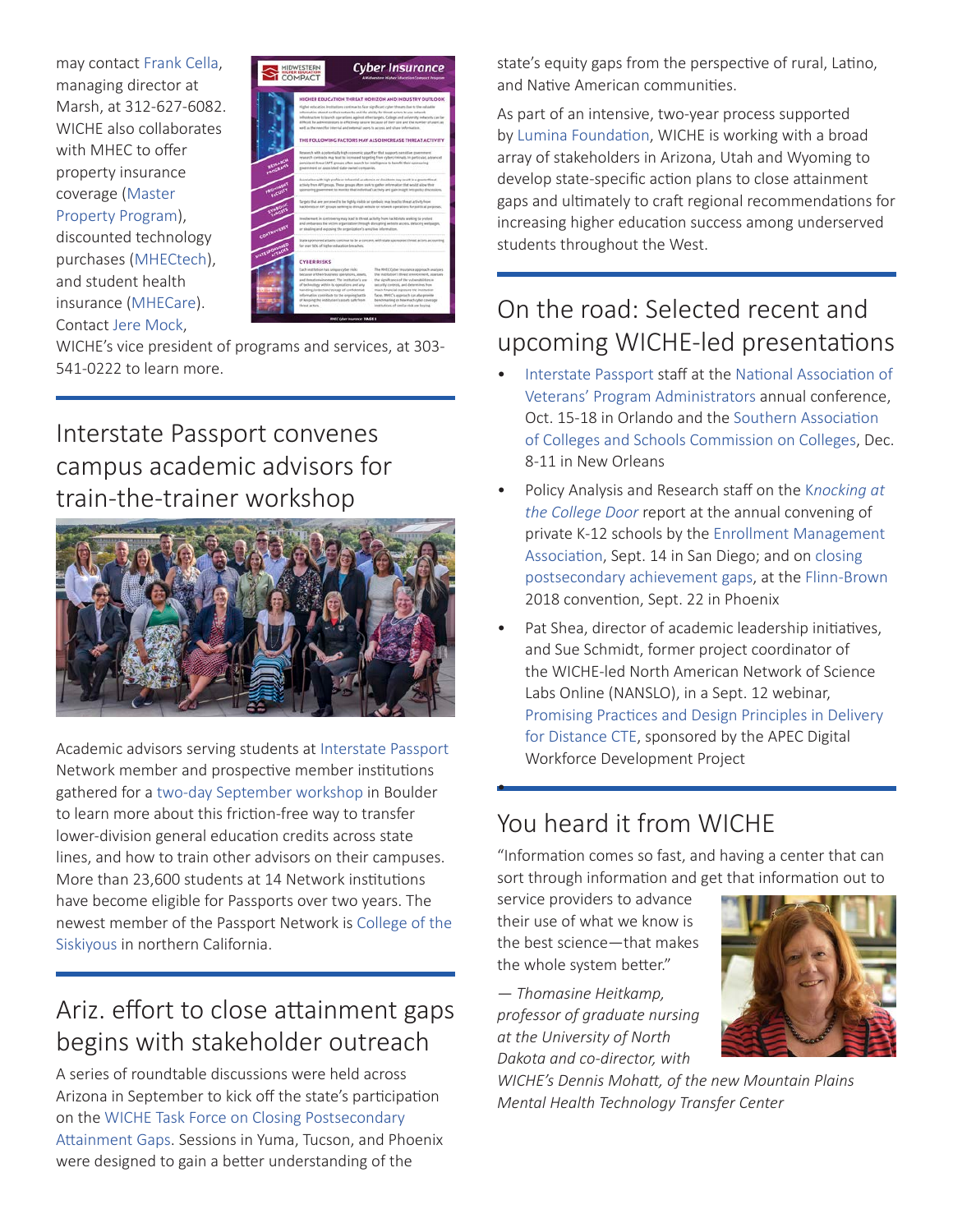may contact Frank Cella, managing director at Marsh, at 312-627-6082. WICHE also collaborates with MHEC to offer property insurance coverage (Master Property Program), discounted technology purchases (MHECtech), and student health insurance (MHECare). Contact Jere Mock, WICHE's vice president of programs and services, at 303-541-0222 to learn more.

## Interstate Passport convenes campus academic advisors for train-the-trainer workshop

Academic advisors serving students at Interstate Passport Network member and prospective member institutions gathered for a two-day September workshop in Boulder to learn more about this friction-free way to transfer lower-division general education credits across state lines, and how to train other advisors on their campuses. More than 23,600 students at 14 Network institutions have become eligible for Passports over two years. The newest member of the Passport Network is College of the Siskiyous in northern California.

## Ariz. effort to close attainment gaps begins with stakeholder outreach

A series of roundtable discussions were held across Arizona in September to kick off the state's participation on the WICHE Task Force on Closing Postsecondary Attainment Gaps. Sessions in Yuma, Tucson, and Phoenix were designed to gain a better understanding of the state's equity gaps from the perspective of rural, Latino, and Native American communities.

As part of an intensive, two-year process supported by Lumina Foundation, WICHE is working with a broad array of stakeholders in Arizona, Utah and Wyoming to develop state-specific action plans to close attainment gaps and ultimately to craft regional recommendations for increasing higher education success among underserved students throughout the West.

## On the road: Selected recent and upcoming WICHE-led presentations

- Interstate Passport staff at the National Association of Veterans' Program Administrators annual conference, Oct. 15-18 in Orlando and the Southern Association of Colleges and Schools Commission on Colleges, Dec. 8-11 in New Orleans
- Policy Analysis and Research staff on the *Knocking at the College Door* report at the annual convening of private K-12 schools by the Enrollment Management Association, Sept. 14 in San Diego; and on closing postsecondary achievement gaps, at the Flinn-Brown 2018 convention, Sept. 22 in Phoenix
- Pat Shea, director of academic leadership initiatives, and Sue Schmidt, former project coordinator of the WICHE-led North American Network of Science Labs Online (NANSLO), in a Sept. 12 webinar, Promising Practices and Design Principles in Delivery for Distance CTE, sponsored by the APEC Digital Workforce Development Project

## You heard it from WICHE

"Information comes so fast, and having a center that can sort through information and get that information out to service providers to advance their use of what we know is the best science—that makes the whole system better."

*— Thomasine Heitkamp, professor of graduate nursing at the University of North Dakota and co-director, with WICHE's Dennis Mohatt, of the new Mountain Plains Mental Health Technology Transfer Center*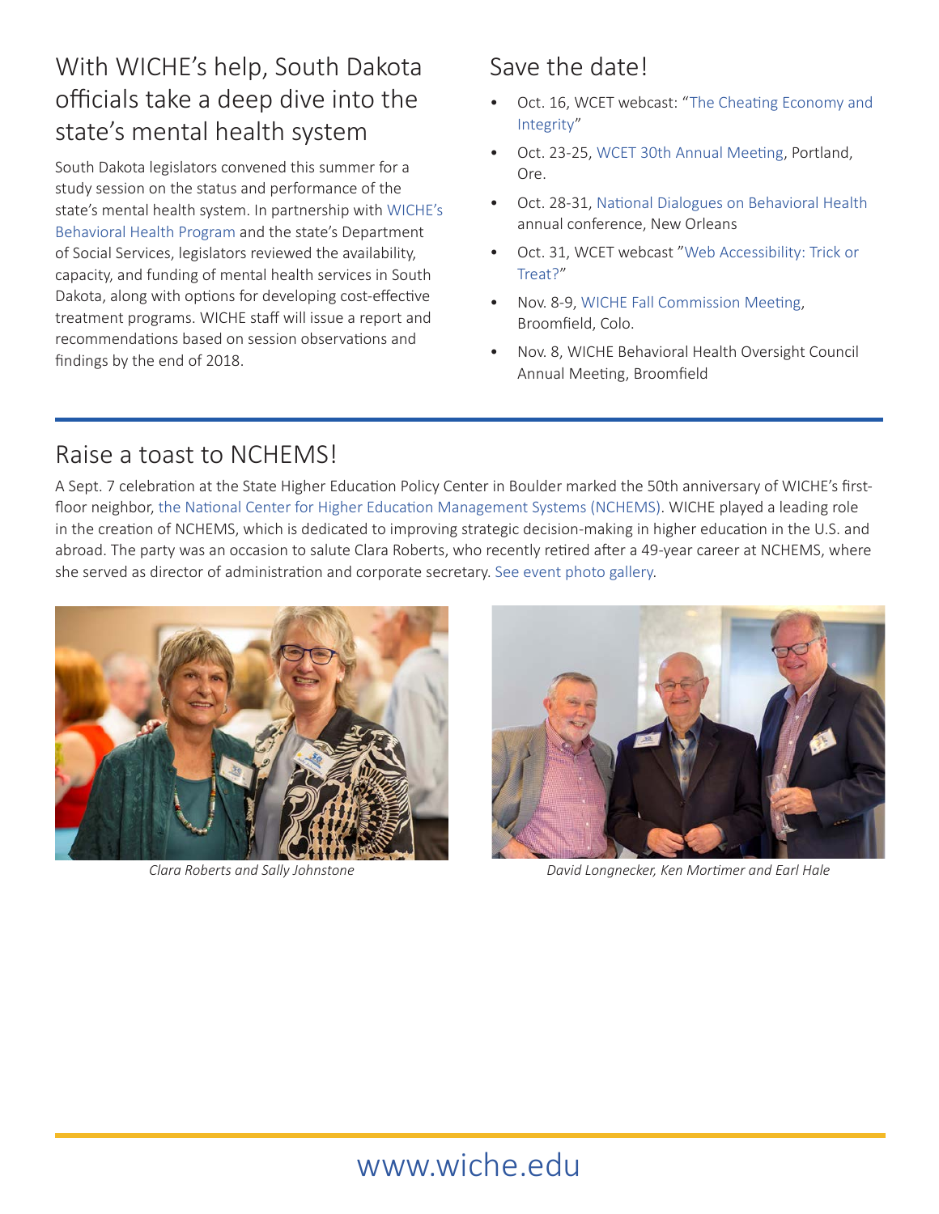## With WICHE's help, South Dakota officials take a deep dive into the state's mental health system

South Dakota legislators convened this summer for a study session on the status and performance of the state's mental health system. In partnership with WICHE's Behavioral Health Program and the state's Department of Social Services, legislators reviewed the availability, capacity, and funding of mental health services in South Dakota, along with options for developing cost-effective treatment programs. WICHE staff will issue a report and recommendations based on session observations and findings by the end of 2018.

## Save the date!

- Oct. 16, WCET webcast: "The Cheating Economy and Integrity"
- Oct. 23-25, WCET 30th Annual Meeting, Portland, Ore.
- Oct. 28-31, National Dialogues on Behavioral Health annual conference, New Orleans
- Oct. 31, WCET webcast "Web Accessibility: Trick or Treat?"
- Nov. 8-9, WICHE Fall Commission Meeting, Broomfield, Colo.
- Nov. 8, WICHE Behavioral Health Oversight Council Annual Meeting, Broomfield

## Raise a toast to NCHEMS!

A Sept. 7 celebration at the State Higher Education Policy Center in Boulder marked the 50th anniversary of WICHE's first-floor neighbor, the National Center for Higher Education Management Systems (NCHEMS). WICHE played a leading role in the creation of NCHEMS, which is dedicated to improving strategic decision-making in higher education in the U.S. and abroad. The party was an occasion to salute Clara Roberts, who recently retired after a 49-year career at NCHEMS, where she served as director of administration and corporate secretary. See event photo gallery.

*Clara Roberts and Sally Johnstone*

*David Longnecker, Ken Mortimer and Earl Hale*

www.wiche.edu